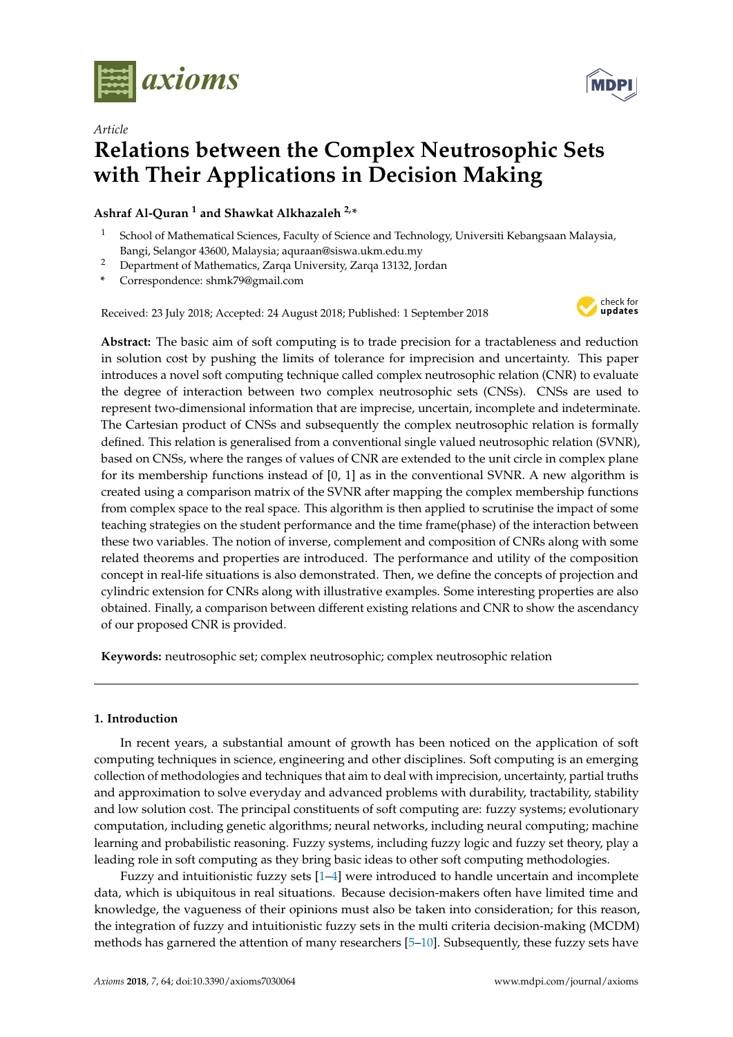*Article*

# Relations between the Complex Neutrosophic Sets with Their Applications in Decision Making

**Ashraf Al-Quran [1] and Shawkat Alkhazaleh [2,*]**

[1] School of Mathematical Sciences, Faculty of Science and Technology, Universiti Kebangsaan Malaysia, Bangi, Selangor 43600, Malaysia; aquraan@siswa.ukm.edu.my

[2] Department of Mathematics, Zarqa University, Zarqa 13132, Jordan

\* Correspondence: shmk79@gmail.com

Received: 23 July 2018; Accepted: 24 August 2018; Published: 1 September 2018

**Abstract:** The basic aim of soft computing is to trade precision for a tractableness and reduction in solution cost by pushing the limits of tolerance for imprecision and uncertainty. This paper introduces a novel soft computing technique called complex neutrosophic relation (CNR) to evaluate the degree of interaction between two complex neutrosophic sets (CNSs). CNSs are used to represent two-dimensional information that are imprecise, uncertain, incomplete and indeterminate. The Cartesian product of CNSs and subsequently the complex neutrosophic relation is formally defined. This relation is generalised from a conventional single valued neutrosophic relation (SVNR), based on CNSs, where the ranges of values of CNR are extended to the unit circle in complex plane for its membership functions instead of [0, 1] as in the conventional SVNR. A new algorithm is created using a comparison matrix of the SVNR after mapping the complex membership functions from complex space to the real space. This algorithm is then applied to scrutinise the impact of some teaching strategies on the student performance and the time frame(phase) of the interaction between these two variables. The notion of inverse, complement and composition of CNRs along with some related theorems and properties are introduced. The performance and utility of the composition concept in real-life situations is also demonstrated. Then, we define the concepts of projection and cylindric extension for CNRs along with illustrative examples. Some interesting properties are also obtained. Finally, a comparison between different existing relations and CNR to show the ascendancy of our proposed CNR is provided.

**Keywords:** neutrosophic set; complex neutrosophic; complex neutrosophic relation

## 1. Introduction

In recent years, a substantial amount of growth has been noticed on the application of soft computing techniques in science, engineering and other disciplines. Soft computing is an emerging collection of methodologies and techniques that aim to deal with imprecision, uncertainty, partial truths and approximation to solve everyday and advanced problems with durability, tractability, stability and low solution cost. The principal constituents of soft computing are: fuzzy systems; evolutionary computation, including genetic algorithms; neural networks, including neural computing; machine learning and probabilistic reasoning. Fuzzy systems, including fuzzy logic and fuzzy set theory, play a leading role in soft computing as they bring basic ideas to other soft computing methodologies.

Fuzzy and intuitionistic fuzzy sets [1–4] were introduced to handle uncertain and incomplete data, which is ubiquitous in real situations. Because decision-makers often have limited time and knowledge, the vagueness of their opinions must also be taken into consideration; for this reason, the integration of fuzzy and intuitionistic fuzzy sets in the multi criteria decision-making (MCDM) methods has garnered the attention of many researchers [5–10]. Subsequently, these fuzzy sets have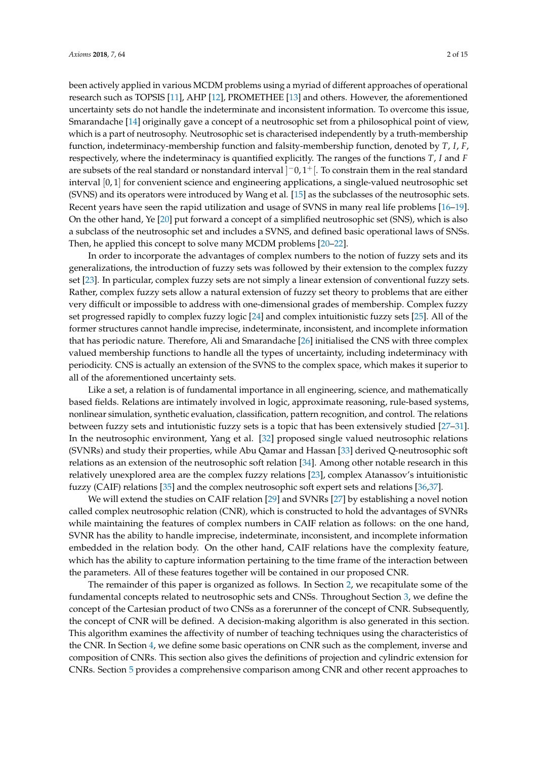been actively applied in various MCDM problems using a myriad of different approaches of operational research such as TOPSIS [11], AHP [12], PROMETHEE [13] and others. However, the aforementioned uncertainty sets do not handle the indeterminate and inconsistent information. To overcome this issue, Smarandache [14] originally gave a concept of a neutrosophic set from a philosophical point of view, which is a part of neutrosophy. Neutrosophic set is characterised independently by a truth-membership function, indeterminacy-membership function and falsity-membership function, denoted by $T$, $I$, $F$, respectively, where the indeterminacy is quantified explicitly. The ranges of the functions $T$, $I$ and $F$ are subsets of the real standard or nonstandard interval $]^{-}0, 1^{+}[$. To constrain them in the real standard interval $[0, 1]$ for convenient science and engineering applications, a single-valued neutrosophic set (SVNS) and its operators were introduced by Wang et al. [15] as the subclasses of the neutrosophic sets. Recent years have seen the rapid utilization and usage of SVNS in many real life problems [16–19]. On the other hand, Ye [20] put forward a concept of a simplified neutrosophic set (SNS), which is also a subclass of the neutrosophic set and includes a SVNS, and defined basic operational laws of SNSs. Then, he applied this concept to solve many MCDM problems [20–22].

In order to incorporate the advantages of complex numbers to the notion of fuzzy sets and its generalizations, the introduction of fuzzy sets was followed by their extension to the complex fuzzy set [23]. In particular, complex fuzzy sets are not simply a linear extension of conventional fuzzy sets. Rather, complex fuzzy sets allow a natural extension of fuzzy set theory to problems that are either very difficult or impossible to address with one-dimensional grades of membership. Complex fuzzy set progressed rapidly to complex fuzzy logic [24] and complex intuitionistic fuzzy sets [25]. All of the former structures cannot handle imprecise, indeterminate, inconsistent, and incomplete information that has periodic nature. Therefore, Ali and Smarandache [26] initialised the CNS with three complex valued membership functions to handle all the types of uncertainty, including indeterminacy with periodicity. CNS is actually an extension of the SVNS to the complex space, which makes it superior to all of the aforementioned uncertainty sets.

Like a set, a relation is of fundamental importance in all engineering, science, and mathematically based fields. Relations are intimately involved in logic, approximate reasoning, rule-based systems, nonlinear simulation, synthetic evaluation, classification, pattern recognition, and control. The relations between fuzzy sets and intutionistic fuzzy sets is a topic that has been extensively studied [27–31]. In the neutrosophic environment, Yang et al. [32] proposed single valued neutrosophic relations (SVNRs) and study their properties, while Abu Qamar and Hassan [33] derived Q-neutrosophic soft relations as an extension of the neutrosophic soft relation [34]. Among other notable research in this relatively unexplored area are the complex fuzzy relations [23], complex Atanassov's intuitionistic fuzzy (CAIF) relations [35] and the complex neutrosophic soft expert sets and relations [36,37].

We will extend the studies on CAIF relation [29] and SVNRs [27] by establishing a novel notion called complex neutrosophic relation (CNR), which is constructed to hold the advantages of SVNRs while maintaining the features of complex numbers in CAIF relation as follows: on the one hand, SVNR has the ability to handle imprecise, indeterminate, inconsistent, and incomplete information embedded in the relation body. On the other hand, CAIF relations have the complexity feature, which has the ability to capture information pertaining to the time frame of the interaction between the parameters. All of these features together will be contained in our proposed CNR.

The remainder of this paper is organized as follows. In Section 2, we recapitulate some of the fundamental concepts related to neutrosophic sets and CNSs. Throughout Section 3, we define the concept of the Cartesian product of two CNSs as a forerunner of the concept of CNR. Subsequently, the concept of CNR will be defined. A decision-making algorithm is also generated in this section. This algorithm examines the affectivity of number of teaching techniques using the characteristics of the CNR. In Section 4, we define some basic operations on CNR such as the complement, inverse and composition of CNRs. This section also gives the definitions of projection and cylindric extension for CNRs. Section 5 provides a comprehensive comparison among CNR and other recent approaches to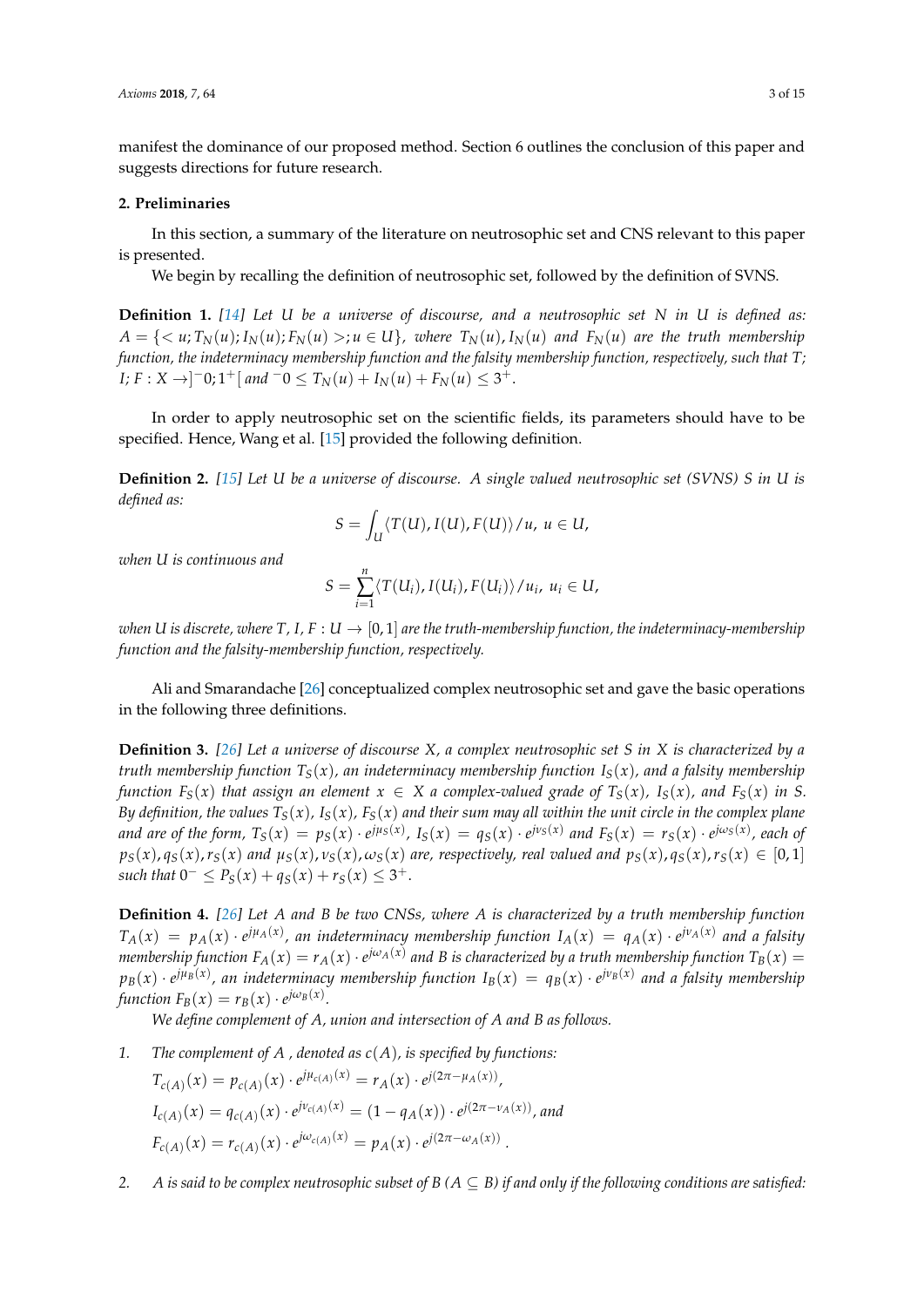manifest the dominance of our proposed method. Section 6 outlines the conclusion of this paper and suggests directions for future research.

## 2. Preliminaries

In this section, a summary of the literature on neutrosophic set and CNS relevant to this paper is presented.

We begin by recalling the definition of neutrosophic set, followed by the definition of SVNS.

**Definition 1.** *[14] Let $U$ be a universe of discourse, and a neutrosophic set $N$ in $U$ is defined as: $A = \{< u; T_N(u); I_N(u); F_N(u) >; u \in U\}$, where $T_N(u), I_N(u)$ and $F_N(u)$ are the truth membership function, the indeterminacy membership function and the falsity membership function, respectively, such that $T$; $I$; $F : X \to ]^{-}0; 1^{+}[$ and $^{-}0 \leq T_N(u) + I_N(u) + F_N(u) \leq 3^{+}$.*

In order to apply neutrosophic set on the scientific fields, its parameters should have to be specified. Hence, Wang et al. [15] provided the following definition.

**Definition 2.** *[15] Let $U$ be a universe of discourse. A single valued neutrosophic set (SVNS) $S$ in $U$ is defined as:*

$$S = \int_{U} \langle T(U), I(U), F(U) \rangle / u, \; u \in U,$$

*when $U$ is continuous and*

$$S = \sum_{i=1}^{n} \langle T(U_i), I(U_i), F(U_i) \rangle / u_i, \; u_i \in U,$$

*when $U$ is discrete, where $T, I, F : U \to [0,1]$ are the truth-membership function, the indeterminacy-membership function and the falsity-membership function, respectively.*

Ali and Smarandache [26] conceptualized complex neutrosophic set and gave the basic operations in the following three definitions.

**Definition 3.** *[26] Let a universe of discourse $X$, a complex neutrosophic set $S$ in $X$ is characterized by a truth membership function $T_S(x)$, an indeterminacy membership function $I_S(x)$, and a falsity membership function $F_S(x)$ that assign an element $x \in X$ a complex-valued grade of $T_S(x)$, $I_S(x)$, and $F_S(x)$ in $S$. By definition, the values $T_S(x)$, $I_S(x)$, $F_S(x)$ and their sum may all within the unit circle in the complex plane and are of the form, $T_S(x) = p_S(x) \cdot e^{j\mu_S(x)}$, $I_S(x) = q_S(x) \cdot e^{j\nu_S(x)}$ and $F_S(x) = r_S(x) \cdot e^{j\omega_S(x)}$, each of $p_S(x), q_S(x), r_S(x)$ and $\mu_S(x), \nu_S(x), \omega_S(x)$ are, respectively, real valued and $p_S(x), q_S(x), r_S(x) \in [0,1]$ such that $0^{-} \leq P_S(x) + q_S(x) + r_S(x) \leq 3^{+}$.*

**Definition 4.** *[26] Let $A$ and $B$ be two CNSs, where $A$ is characterized by a truth membership function $T_A(x) = p_A(x) \cdot e^{j\mu_A(x)}$, an indeterminacy membership function $I_A(x) = q_A(x) \cdot e^{j\nu_A(x)}$ and a falsity membership function $F_A(x) = r_A(x) \cdot e^{j\omega_A(x)}$ and $B$ is characterized by a truth membership function $T_B(x) = p_B(x) \cdot e^{j\mu_B(x)}$, an indeterminacy membership function $I_B(x) = q_B(x) \cdot e^{j\nu_B(x)}$ and a falsity membership function $F_B(x) = r_B(x) \cdot e^{j\omega_B(x)}$.*

*We define complement of $A$, union and intersection of $A$ and $B$ as follows.*

1. *The complement of $A$ , denoted as $c(A)$, is specified by functions:*
   $T_{c(A)}(x) = p_{c(A)}(x) \cdot e^{j\mu_{c(A)}(x)} = r_A(x) \cdot e^{j(2\pi - \mu_A(x))}$,
   $I_{c(A)}(x) = q_{c(A)}(x) \cdot e^{j\nu_{c(A)}(x)} = (1 - q_A(x)) \cdot e^{j(2\pi - \nu_A(x))}$, *and*
   $F_{c(A)}(x) = r_{c(A)}(x) \cdot e^{j\omega_{c(A)}(x)} = p_A(x) \cdot e^{j(2\pi - \omega_A(x))}$.
2. *$A$ is said to be complex neutrosophic subset of $B$ ($A \subseteq B$) if and only if the following conditions are satisfied:*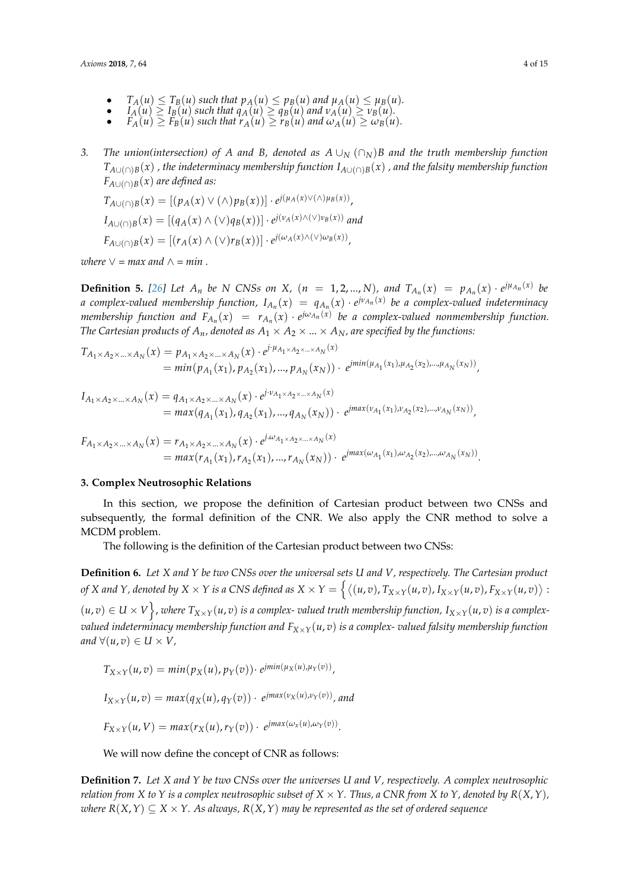- $T_A(u) \leq T_B(u)$ *such that* $p_A(u) \leq p_B(u)$ *and* $\mu_A(u) \leq \mu_B(u)$.
- $I_A(u) \geq I_B(u)$ *such that* $q_A(u) \geq q_B(u)$ *and* $\nu_A(u) \geq \nu_B(u)$.
- $F_A(u) \geq F_B(u)$ *such that* $r_A(u) \geq r_B(u)$ *and* $\omega_A(u) \geq \omega_B(u)$.

3. *The union(intersection) of A and B, denoted as* $A \cup_N (\cap_N) B$ *and the truth membership function* $T_{A\cup(\cap)B}(x)$ *, the indeterminacy membership function* $I_{A\cup(\cap)B}(x)$ *, and the falsity membership function* $F_{A\cup(\cap)B}(x)$ *are defined as:*

$$T_{A\cup(\cap)B}(x) = [(p_A(x) \vee (\wedge) p_B(x))] \cdot e^{j(\mu_A(x) \vee (\wedge) \mu_B(x))},$$

$$I_{A\cup(\cap)B}(x) = [(q_A(x) \wedge (\vee) q_B(x))] \cdot e^{j(\nu_A(x) \wedge (\vee) \nu_B(x))} \text{ and}$$

$$F_{A\cup(\cap)B}(x) = [(r_A(x) \wedge (\vee) r_B(x))] \cdot e^{j(\omega_A(x) \wedge (\vee) \omega_B(x))},$$

*where* $\vee$ = *max and* $\wedge$ = *min* .

**Definition 5.** [26] *Let* $A_n$ *be N CNSs on X,* $(n = 1, 2, ..., N)$*, and* $T_{A_n}(x) = p_{A_n}(x) \cdot e^{j\mu_{A_n}(x)}$ *be a complex-valued membership function,* $I_{A_n}(x) = q_{A_n}(x) \cdot e^{j\nu_{A_n}(x)}$ *be a complex-valued indeterminacy membership function and* $F_{A_n}(x) = r_{A_n}(x) \cdot e^{j\omega_{A_n}(x)}$ *be a complex-valued nonmembership function. The Cartesian products of* $A_n$*, denoted as* $A_1 \times A_2 \times ... \times A_N$*, are specified by the functions:*

$$\begin{aligned} T_{A_1\times A_2\times...\times A_N}(x) &= p_{A_1\times A_2\times...\times A_N}(x) \cdot e^{j\cdot\mu_{A_1\times A_2\times...\times A_N}(x)} \\ &= min(p_{A_1}(x_1), p_{A_2}(x_1), ..., p_{A_N}(x_N)) \cdot \ e^{jmin(\mu_{A_1}(x_1), \mu_{A_2}(x_2), ..., \mu_{A_N}(x_N))}, \end{aligned}$$

$$\begin{aligned} I_{A_1\times A_2\times...\times A_N}(x) &= q_{A_1\times A_2\times...\times A_N}(x) \cdot e^{j\cdot\nu_{A_1\times A_2\times...\times A_N}(x)} \\ &= max(q_{A_1}(x_1), q_{A_2}(x_1), ..., q_{A_N}(x_N)) \cdot \ e^{jmax(\nu_{A_1}(x_1), \nu_{A_2}(x_2), ..., \nu_{A_N}(x_N))}, \end{aligned}$$

$$\begin{aligned} F_{A_1\times A_2\times...\times A_N}(x) &= r_{A_1\times A_2\times...\times A_N}(x) \cdot e^{j.\omega_{A_1\times A_2\times...\times A_N}(x)} \\ &= max(r_{A_1}(x_1), r_{A_2}(x_1), ..., r_{A_N}(x_N)) \cdot \ e^{jmax(\omega_{A_1}(x_1), \omega_{A_2}(x_2), ..., \omega_{A_N}(x_N))}. \end{aligned}$$

## 3. Complex Neutrosophic Relations

In this section, we propose the definition of Cartesian product between two CNSs and subsequently, the formal definition of the CNR. We also apply the CNR method to solve a MCDM problem.

The following is the definition of the Cartesian product between two CNSs:

**Definition 6.** *Let X and Y be two CNSs over the universal sets U and V, respectively. The Cartesian product of X and Y, denoted by* $X \times Y$ *is a CNS defined as* $X \times Y = \left\{ \langle (u,v), T_{X\times Y}(u,v), I_{X\times Y}(u,v), F_{X\times Y}(u,v) \rangle : (u,v) \in U \times V \right\}$*, where* $T_{X\times Y}(u,v)$ *is a complex- valued truth membership function,* $I_{X\times Y}(u,v)$ *is a complex-valued indeterminacy membership function and* $F_{X\times Y}(u,v)$ *is a complex- valued falsity membership function and* $\forall (u,v) \in U \times V$*,*

$$T_{X\times Y}(u,v) = min(p_X(u), p_Y(v)) \cdot e^{jmin(\mu_X(u), \mu_Y(v))},$$

$$I_{X\times Y}(u,v) = max(q_X(u), q_Y(v)) \cdot \ e^{jmax(\nu_X(u), \nu_Y(v))}, \text{ and}$$

$$F_{X\times Y}(u,V) = max(r_X(u), r_Y(v)) \cdot \ e^{jmax(\omega_x(u), \omega_Y(v))}.$$

We will now define the concept of CNR as follows:

**Definition 7.** *Let X and Y be two CNSs over the universes U and V, respectively. A complex neutrosophic relation from X to Y is a complex neutrosophic subset of* $X \times Y$*. Thus, a CNR from X to Y, denoted by* $R(X,Y)$*, where* $R(X,Y) \subseteq X \times Y$*. As always,* $R(X,Y)$ *may be represented as the set of ordered sequence*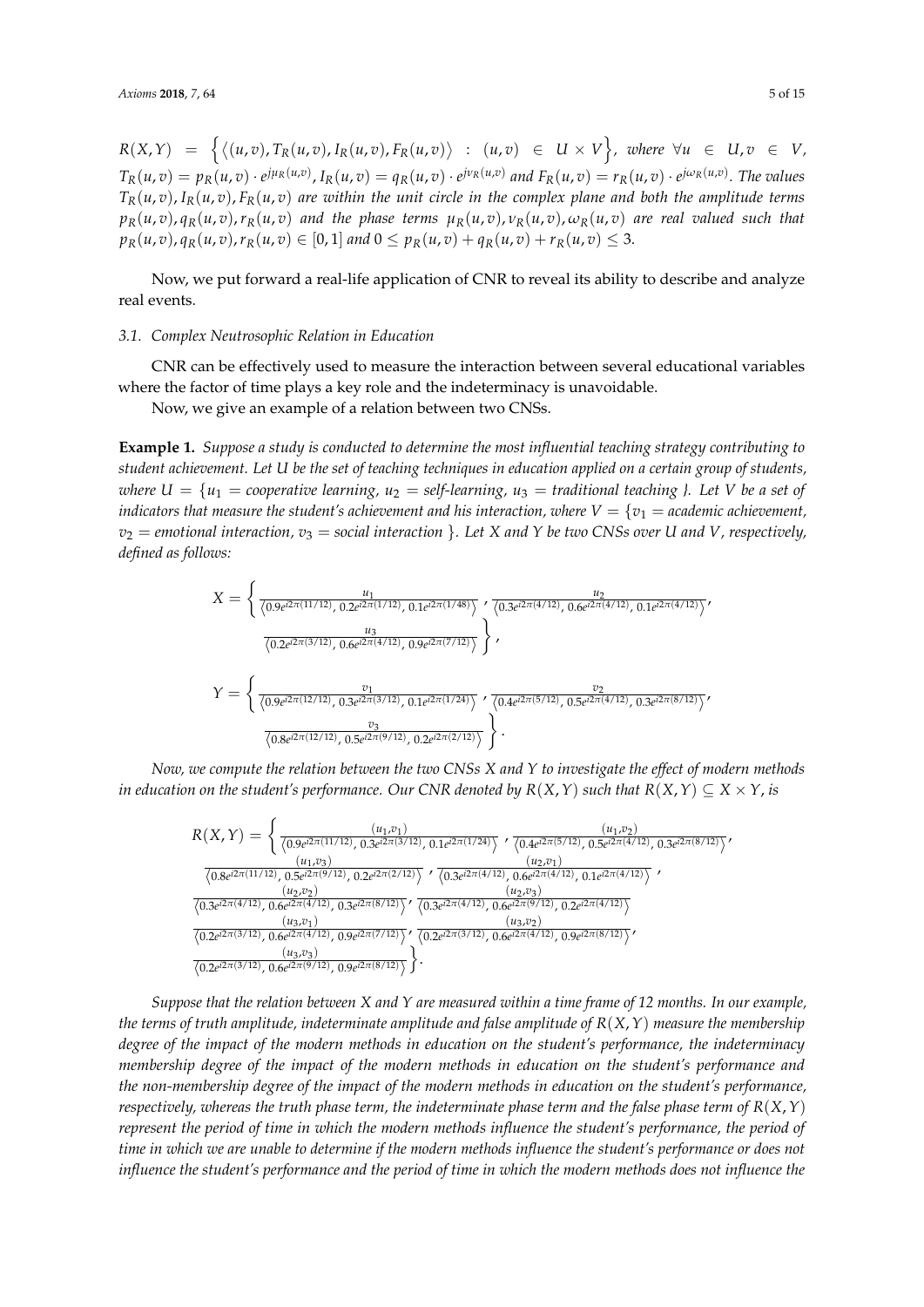$R(X,Y) = \left\{ \langle (u,v), T_R(u,v), I_R(u,v), F_R(u,v) \rangle \ : \ (u,v) \in U \times V \right\}$, *where* $\forall u \in U, v \in V$, $T_R(u,v) = p_R(u,v) \cdot e^{j\mu_R(u,v)}$, $I_R(u,v) = q_R(u,v) \cdot e^{j\nu_R(u,v)}$ *and* $F_R(u,v) = r_R(u,v) \cdot e^{j\omega_R(u,v)}$. *The values* $T_R(u,v), I_R(u,v), F_R(u,v)$ *are within the unit circle in the complex plane and both the amplitude terms* $p_R(u,v), q_R(u,v), r_R(u,v)$ *and the phase terms* $\mu_R(u,v), \nu_R(u,v), \omega_R(u,v)$ *are real valued such that* $p_R(u,v), q_R(u,v), r_R(u,v) \in [0,1]$ *and* $0 \le p_R(u,v) + q_R(u,v) + r_R(u,v) \le 3$.

Now, we put forward a real-life application of CNR to reveal its ability to describe and analyze real events.

### 3.1. Complex Neutrosophic Relation in Education

CNR can be effectively used to measure the interaction between several educational variables where the factor of time plays a key role and the indeterminacy is unavoidable.

Now, we give an example of a relation between two CNSs.

**Example 1.** *Suppose a study is conducted to determine the most influential teaching strategy contributing to student achievement. Let $U$ be the set of teaching techniques in education applied on a certain group of students, where $U = \{u_1 =$ cooperative learning, $u_2 =$ self-learning, $u_3 =$ traditional teaching $\}$. Let $V$ be a set of indicators that measure the student's achievement and his interaction, where $V = \{v_1 =$ academic achievement, $v_2 =$ emotional interaction, $v_3 =$ social interaction $\}$. Let $X$ and $Y$ be two CNSs over $U$ and $V$, respectively, defined as follows:*

$$X = \left\{ \frac{u_1}{\langle 0.9e^{j2\pi(11/12)}, 0.2e^{j2\pi(1/12)}, 0.1e^{j2\pi(1/48)} \rangle}, \frac{u_2}{\langle 0.3e^{j2\pi(4/12)}, 0.6e^{j2\pi(4/12)}, 0.1e^{j2\pi(4/12)} \rangle}, \frac{u_3}{\langle 0.2e^{j2\pi(3/12)}, 0.6e^{j2\pi(4/12)}, 0.9e^{j2\pi(7/12)} \rangle} \right\},$$

$$Y = \left\{ \frac{v_1}{\langle 0.9e^{j2\pi(12/12)}, 0.3e^{j2\pi(3/12)}, 0.1e^{j2\pi(1/24)} \rangle}, \frac{v_2}{\langle 0.4e^{j2\pi(5/12)}, 0.5e^{j2\pi(4/12)}, 0.3e^{j2\pi(8/12)} \rangle}, \frac{v_3}{\langle 0.8e^{j2\pi(12/12)}, 0.5e^{j2\pi(9/12)}, 0.2e^{j2\pi(2/12)} \rangle} \right\}.$$

*Now, we compute the relation between the two CNSs $X$ and $Y$ to investigate the effect of modern methods in education on the student's performance. Our CNR denoted by $R(X,Y)$ such that $R(X,Y) \subseteq X \times Y$, is*

$$R(X,Y) = \left\{ \frac{(u_1,v_1)}{\langle 0.9e^{j2\pi(11/12)}, 0.3e^{j2\pi(3/12)}, 0.1e^{j2\pi(1/24)} \rangle}, \frac{(u_1,v_2)}{\langle 0.4e^{j2\pi(5/12)}, 0.5e^{j2\pi(4/12)}, 0.3e^{j2\pi(8/12)} \rangle}, \frac{(u_1,v_3)}{\langle 0.8e^{j2\pi(11/12)}, 0.5e^{j2\pi(9/12)}, 0.2e^{j2\pi(2/12)} \rangle}, \frac{(u_2,v_1)}{\langle 0.3e^{j2\pi(4/12)}, 0.6e^{j2\pi(4/12)}, 0.1e^{j2\pi(4/12)} \rangle}, \frac{(u_2,v_2)}{\langle 0.3e^{j2\pi(4/12)}, 0.6e^{j2\pi(4/12)}, 0.3e^{j2\pi(8/12)} \rangle}, \frac{(u_2,v_3)}{\langle 0.3e^{j2\pi(4/12)}, 0.6e^{j2\pi(9/12)}, 0.2e^{j2\pi(4/12)} \rangle}, \frac{(u_3,v_1)}{\langle 0.2e^{j2\pi(3/12)}, 0.6e^{j2\pi(4/12)}, 0.9e^{j2\pi(7/12)} \rangle}, \frac{(u_3,v_2)}{\langle 0.2e^{j2\pi(3/12)}, 0.6e^{j2\pi(4/12)}, 0.9e^{j2\pi(8/12)} \rangle}, \frac{(u_3,v_3)}{\langle 0.2e^{j2\pi(3/12)}, 0.6e^{j2\pi(9/12)}, 0.9e^{j2\pi(8/12)} \rangle} \right\}.$$

*Suppose that the relation between $X$ and $Y$ are measured within a time frame of 12 months. In our example, the terms of truth amplitude, indeterminate amplitude and false amplitude of $R(X,Y)$ measure the membership degree of the impact of the modern methods in education on the student's performance, the indeterminacy membership degree of the impact of the modern methods in education on the student's performance and the non-membership degree of the impact of the modern methods in education on the student's performance, respectively, whereas the truth phase term, the indeterminate phase term and the false phase term of $R(X,Y)$ represent the period of time in which the modern methods influence the student's performance, the period of time in which we are unable to determine if the modern methods influence the student's performance or does not influence the student's performance and the period of time in which the modern methods does not influence the*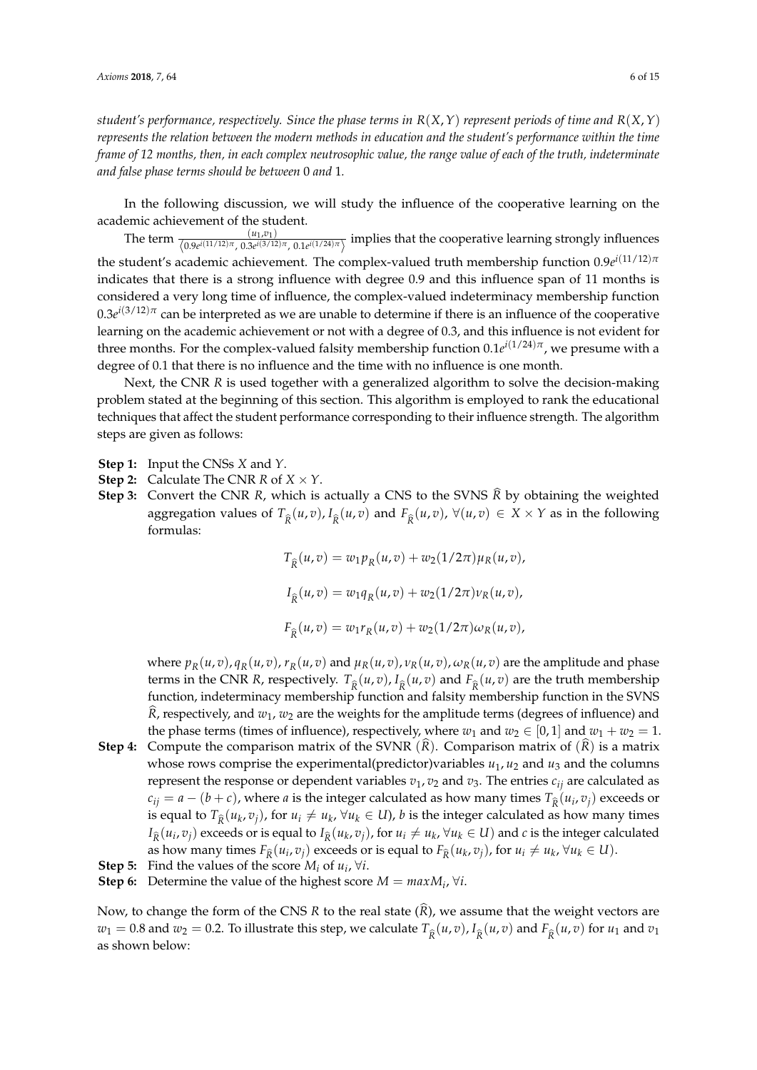*student's performance, respectively. Since the phase terms in $R(X,Y)$ represent periods of time and $R(X,Y)$ represents the relation between the modern methods in education and the student's performance within the time frame of 12 months, then, in each complex neutrosophic value, the range value of each of the truth, indeterminate and false phase terms should be between* 0 *and* 1*.*

In the following discussion, we will study the influence of the cooperative learning on the academic achievement of the student.

The term $\frac{(u_1,v_1)}{\langle 0.9e^{i(11/12)\pi},\, 0.3e^{i(3/12)\pi},\, 0.1e^{i(1/24)\pi} \rangle}$ implies that the cooperative learning strongly influences the student's academic achievement. The complex-valued truth membership function $0.9e^{i(11/12)\pi}$ indicates that there is a strong influence with degree 0.9 and this influence span of 11 months is considered a very long time of influence, the complex-valued indeterminacy membership function $0.3e^{i(3/12)\pi}$ can be interpreted as we are unable to determine if there is an influence of the cooperative learning on the academic achievement or not with a degree of 0.3, and this influence is not evident for three months. For the complex-valued falsity membership function $0.1e^{i(1/24)\pi}$, we presume with a degree of 0.1 that there is no influence and the time with no influence is one month.

Next, the CNR $R$ is used together with a generalized algorithm to solve the decision-making problem stated at the beginning of this section. This algorithm is employed to rank the educational techniques that affect the student performance corresponding to their influence strength. The algorithm steps are given as follows:

**Step 1:** Input the CNSs $X$ and $Y$.

**Step 2:** Calculate The CNR $R$ of $X \times Y$.

**Step 3:** Convert the CNR $R$, which is actually a CNS to the SVNS $\widehat{R}$ by obtaining the weighted aggregation values of $T_{\widehat{R}}(u,v)$, $I_{\widehat{R}}(u,v)$ and $F_{\widehat{R}}(u,v)$, $\forall (u,v) \in X \times Y$ as in the following formulas:

$$T_{\widehat{R}}(u,v) = w_1 p_R(u,v) + w_2(1/2\pi)\mu_R(u,v),$$

$$I_{\widehat{R}}(u,v) = w_1 q_R(u,v) + w_2(1/2\pi)\nu_R(u,v),$$

$$F_{\widehat{R}}(u,v) = w_1 r_R(u,v) + w_2(1/2\pi)\omega_R(u,v),$$

where $p_R(u,v), q_R(u,v), r_R(u,v)$ and $\mu_R(u,v), \nu_R(u,v), \omega_R(u,v)$ are the amplitude and phase terms in the CNR $R$, respectively. $T_{\widehat{R}}(u,v)$, $I_{\widehat{R}}(u,v)$ and $F_{\widehat{R}}(u,v)$ are the truth membership function, indeterminacy membership function and falsity membership function in the SVNS $\widehat{R}$, respectively, and $w_1$, $w_2$ are the weights for the amplitude terms (degrees of influence) and the phase terms (times of influence), respectively, where $w_1$ and $w_2 \in [0,1]$ and $w_1 + w_2 = 1$.

**Step 4:** Compute the comparison matrix of the SVNR $(\widehat{R})$. Comparison matrix of $(\widehat{R})$ is a matrix whose rows comprise the experimental(predictor)variables $u_1, u_2$ and $u_3$ and the columns represent the response or dependent variables $v_1, v_2$ and $v_3$. The entries $c_{ij}$ are calculated as $c_{ij} = a - (b + c)$, where $a$ is the integer calculated as how many times $T_{\widehat{R}}(u_i, v_j)$ exceeds or is equal to $T_{\widehat{R}}(u_k, v_j)$, for $u_i \neq u_k$, $\forall u_k \in U$), $b$ is the integer calculated as how many times $I_{\widehat{R}}(u_i, v_j)$ exceeds or is equal to $I_{\widehat{R}}(u_k, v_j)$, for $u_i \neq u_k$, $\forall u_k \in U$) and $c$ is the integer calculated as how many times $F_{\widehat{R}}(u_i, v_j)$ exceeds or is equal to $F_{\widehat{R}}(u_k, v_j)$, for $u_i \neq u_k$, $\forall u_k \in U$).

**Step 5:** Find the values of the score $M_i$ of $u_i$, $\forall i$.

**Step 6:** Determine the value of the highest score $M = maxM_i$, $\forall i$.

Now, to change the form of the CNS $R$ to the real state $(\widehat{R})$, we assume that the weight vectors are $w_1 = 0.8$ and $w_2 = 0.2$. To illustrate this step, we calculate $T_{\widehat{R}}(u,v)$, $I_{\widehat{R}}(u,v)$ and $F_{\widehat{R}}(u,v)$ for $u_1$ and $v_1$ as shown below: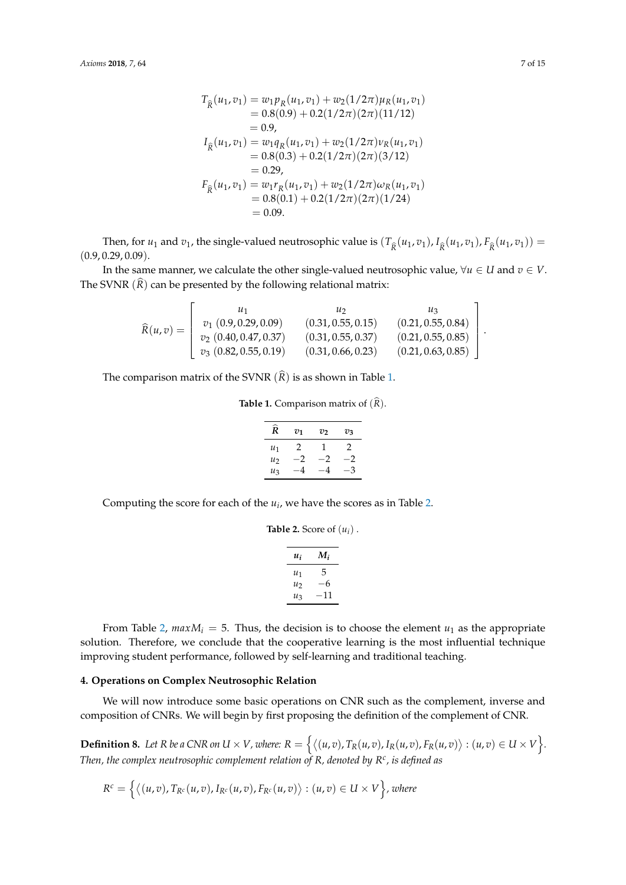$$
\begin{aligned}
T_{\widehat{R}}(u_1, v_1) &= w_1 p_R(u_1, v_1) + w_2(1/2\pi)\mu_R(u_1, v_1) \\
&= 0.8(0.9) + 0.2(1/2\pi)(2\pi)(11/12) \\
&= 0.9, \\
I_{\widehat{R}}(u_1, v_1) &= w_1 q_R(u_1, v_1) + w_2(1/2\pi)\nu_R(u_1, v_1) \\
&= 0.8(0.3) + 0.2(1/2\pi)(2\pi)(3/12) \\
&= 0.29, \\
F_{\widehat{R}}(u_1, v_1) &= w_1 r_R(u_1, v_1) + w_2(1/2\pi)\omega_R(u_1, v_1) \\
&= 0.8(0.1) + 0.2(1/2\pi)(2\pi)(1/24) \\
&= 0.09.
\end{aligned}
$$

Then, for $u_1$ and $v_1$, the single-valued neutrosophic value is $(T_{\widehat{R}}(u_1, v_1), I_{\widehat{R}}(u_1, v_1), F_{\widehat{R}}(u_1, v_1)) = (0.9, 0.29, 0.09)$.

In the same manner, we calculate the other single-valued neutrosophic value, $\forall u \in U$ and $v \in V$. The SVNR $(\widehat{R})$ can be presented by the following relational matrix:

$$
\widehat{R}(u,v) = \begin{bmatrix} & u_1 & u_2 & u_3 \\ v_1 & (0.9, 0.29, 0.09) & (0.31, 0.55, 0.15) & (0.21, 0.55, 0.84) \\ v_2 & (0.40, 0.47, 0.37) & (0.31, 0.55, 0.37) & (0.21, 0.55, 0.85) \\ v_3 & (0.82, 0.55, 0.19) & (0.31, 0.66, 0.23) & (0.21, 0.63, 0.85) \end{bmatrix}.
$$

The comparison matrix of the SVNR $(\widehat{R})$ is as shown in Table 1.

**Table 1.** Comparison matrix of $(\widehat{R})$.

| $\widehat{R}$ | $v_1$ | $v_2$ | $v_3$ |
|---|---|---|---|
| $u_1$ | 2 | 1 | 2 |
| $u_2$ | $-2$ | $-2$ | $-2$ |
| $u_3$ | $-4$ | $-4$ | $-3$ |

Computing the score for each of the $u_i$, we have the scores as in Table 2.

**Table 2.** Score of $(u_i)$ .

| $u_i$ | $M_i$ |
|---|---|
| $u_1$ | 5 |
| $u_2$ | $-6$ |
| $u_3$ | $-11$ |

From Table 2, $maxM_i = 5$. Thus, the decision is to choose the element $u_1$ as the appropriate solution. Therefore, we conclude that the cooperative learning is the most influential technique improving student performance, followed by self-learning and traditional teaching.

## 4. Operations on Complex Neutrosophic Relation

We will now introduce some basic operations on CNR such as the complement, inverse and composition of CNRs. We will begin by first proposing the definition of the complement of CNR.

**Definition 8.** *Let $R$ be a CNR on $U \times V$, where: $R = \left\{ \left\langle (u,v), T_R(u,v), I_R(u,v), F_R(u,v) \right\rangle : (u,v) \in U \times V \right\}$. Then, the complex neutrosophic complement relation of $R$, denoted by $R^c$, is defined as*

$$
R^c = \left\{ \left\langle (u,v), T_{R^c}(u,v), I_{R^c}(u,v), F_{R^c}(u,v) \right\rangle : (u,v) \in U \times V \right\}, \text{ where}
$$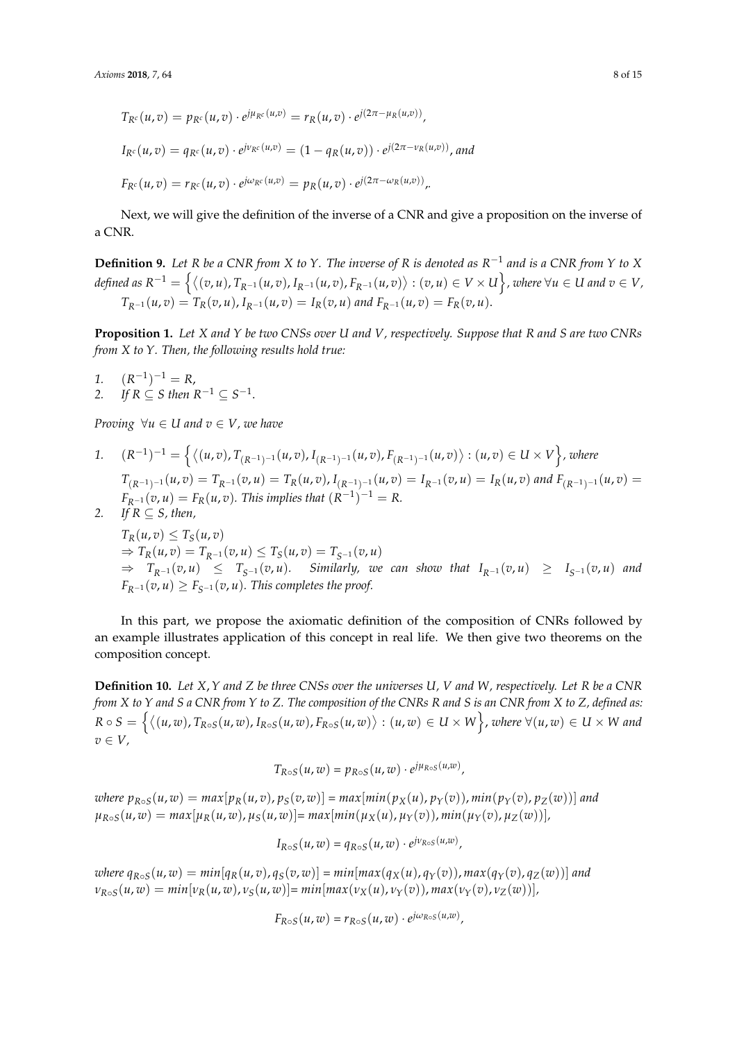$$T_{R^c}(u,v) = p_{R^c}(u,v) \cdot e^{j\mu_{R^c}(u,v)} = r_R(u,v) \cdot e^{j(2\pi - \mu_R(u,v))},$$

$$I_{R^c}(u,v) = q_{R^c}(u,v) \cdot e^{j\nu_{R^c}(u,v)} = (1 - q_R(u,v)) \cdot e^{j(2\pi - \nu_R(u,v))}, \text{ and}$$

$$F_{R^c}(u,v) = r_{R^c}(u,v) \cdot e^{j\omega_{R^c}(u,v)} = p_R(u,v) \cdot e^{j(2\pi - \omega_R(u,v))},.$$

Next, we will give the definition of the inverse of a CNR and give a proposition on the inverse of a CNR.

**Definition 9.** *Let $R$ be a CNR from $X$ to $Y$. The inverse of $R$ is denoted as $R^{-1}$ and is a CNR from $Y$ to $X$ defined as $R^{-1} = \left\{ \left\langle (v,u), T_{R^{-1}}(u,v), I_{R^{-1}}(u,v), F_{R^{-1}}(u,v) \right\rangle : (v,u) \in V \times U \right\}$, where $\forall u \in U$ and $v \in V$, $T_{R^{-1}}(u,v) = T_R(v,u)$, $I_{R^{-1}}(u,v) = I_R(v,u)$ and $F_{R^{-1}}(u,v) = F_R(v,u)$.*

**Proposition 1.** *Let $X$ and $Y$ be two CNSs over $U$ and $V$, respectively. Suppose that $R$ and $S$ are two CNRs from $X$ to $Y$. Then, the following results hold true:*

1. $(R^{-1})^{-1} = R$,
2. *If $R \subseteq S$ then $R^{-1} \subseteq S^{-1}$.*

*Proving* $\forall u \in U$ *and* $v \in V$, *we have*

1. $(R^{-1})^{-1} = \left\{ \left\langle (u,v), T_{(R^{-1})^{-1}}(u,v), I_{(R^{-1})^{-1}}(u,v), F_{(R^{-1})^{-1}}(u,v) \right\rangle : (u,v) \in U \times V \right\}$, *where* $T_{(R^{-1})^{-1}}(u,v) = T_{R^{-1}}(v,u) = T_R(u,v)$, $I_{(R^{-1})^{-1}}(u,v) = I_{R^{-1}}(v,u) = I_R(u,v)$ *and* $F_{(R^{-1})^{-1}}(u,v) = F_{R^{-1}}(v,u) = F_R(u,v)$. *This implies that* $(R^{-1})^{-1} = R$.
2. *If $R \subseteq S$, then,*
   $T_R(u,v) \leq T_S(u,v)$
   $\Rightarrow T_R(u,v) = T_{R^{-1}}(v,u) \leq T_S(u,v) = T_{S^{-1}}(v,u)$
   $\Rightarrow \; T_{R^{-1}}(v,u) \leq T_{S^{-1}}(v,u)$. *Similarly, we can show that* $I_{R^{-1}}(v,u) \geq I_{S^{-1}}(v,u)$ *and* $F_{R^{-1}}(v,u) \geq F_{S^{-1}}(v,u)$. *This completes the proof.*

In this part, we propose the axiomatic definition of the composition of CNRs followed by an example illustrates application of this concept in real life. We then give two theorems on the composition concept.

**Definition 10.** *Let $X, Y$ and $Z$ be three CNSs over the universes $U$, $V$ and $W$, respectively. Let $R$ be a CNR from $X$ to $Y$ and $S$ a CNR from $Y$ to $Z$. The composition of the CNRs $R$ and $S$ is an CNR from $X$ to $Z$, defined as: $R \circ S = \left\{ \left\langle (u,w), T_{R\circ S}(u,w), I_{R\circ S}(u,w), F_{R\circ S}(u,w) \right\rangle : (u,w) \in U \times W \right\}$, where $\forall (u,w) \in U \times W$ and $v \in V$,*

$$T_{R\circ S}(u,w) = p_{R\circ S}(u,w) \cdot e^{j\mu_{R\circ S}(u,w)},$$

*where* $p_{R\circ S}(u,w) = max[p_R(u,v), p_S(v,w)] = max[min(p_X(u), p_Y(v)), min(p_Y(v), p_Z(w))]$ *and* $\mu_{R\circ S}(u,w) = max[\mu_R(u,w), \mu_S(u,w)] = max[min(\mu_X(u), \mu_Y(v)), min(\mu_Y(v), \mu_Z(w))]$,

$$I_{R\circ S}(u,w) = q_{R\circ S}(u,w) \cdot e^{j\nu_{R\circ S}(u,w)},$$

*where* $q_{R\circ S}(u,w) = min[q_R(u,v), q_S(v,w)] = min[max(q_X(u), q_Y(v)), max(q_Y(v), q_Z(w))]$ *and* $\nu_{R\circ S}(u,w) = min[\nu_R(u,w), \nu_S(u,w)] = min[max(\nu_X(u), \nu_Y(v)), max(\nu_Y(v), \nu_Z(w))]$,

$$F_{R\circ S}(u,w) = r_{R\circ S}(u,w) \cdot e^{j\omega_{R\circ S}(u,w)},$$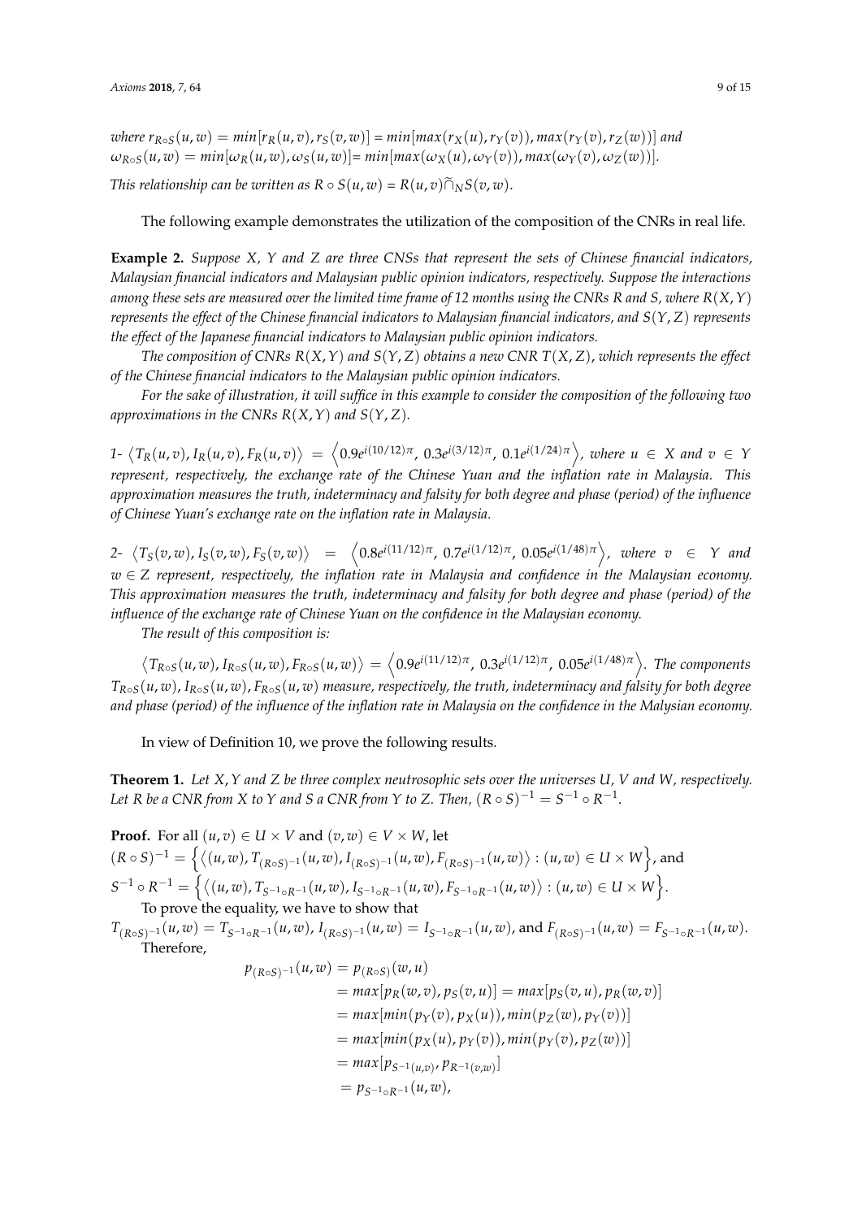*where* $r_{R\circ S}(u,w) = min[r_R(u,v), r_S(v,w)] = min[max(r_X(u), r_Y(v)), max(r_Y(v), r_Z(w))]$ *and* $\omega_{R\circ S}(u,w) = min[\omega_R(u,w), \omega_S(u,w)] = min[max(\omega_X(u), \omega_Y(v)), max(\omega_Y(v), \omega_Z(w))]$.

*This relationship can be written as* $R \circ S(u,w) = R(u,v) \widetilde{\cap}_N S(v,w)$.

The following example demonstrates the utilization of the composition of the CNRs in real life.

**Example 2.** *Suppose X, Y and Z are three CNSs that represent the sets of Chinese financial indicators, Malaysian financial indicators and Malaysian public opinion indicators, respectively. Suppose the interactions among these sets are measured over the limited time frame of 12 months using the CNRs R and S, where* $R(X,Y)$ *represents the effect of the Chinese financial indicators to Malaysian financial indicators, and* $S(Y,Z)$ *represents the effect of the Japanese financial indicators to Malaysian public opinion indicators.*

*The composition of CNRs* $R(X,Y)$ *and* $S(Y,Z)$ *obtains a new CNR* $T(X,Z)$*, which represents the effect of the Chinese financial indicators to the Malaysian public opinion indicators.*

*For the sake of illustration, it will suffice in this example to consider the composition of the following two approximations in the CNRs* $R(X,Y)$ *and* $S(Y,Z)$.

*1-* $\langle T_R(u,v), I_R(u,v), F_R(u,v)\rangle = \left\langle 0.9e^{i(10/12)\pi},\ 0.3e^{i(3/12)\pi},\ 0.1e^{i(1/24)\pi}\right\rangle$*, where* $u \in X$ *and* $v \in Y$ *represent, respectively, the exchange rate of the Chinese Yuan and the inflation rate in Malaysia. This approximation measures the truth, indeterminacy and falsity for both degree and phase (period) of the influence of Chinese Yuan's exchange rate on the inflation rate in Malaysia.*

*2-* $\langle T_S(v,w), I_S(v,w), F_S(v,w)\rangle = \left\langle 0.8e^{i(11/12)\pi},\ 0.7e^{i(1/12)\pi},\ 0.05e^{i(1/48)\pi}\right\rangle$*, where* $v \in Y$ *and* $w \in Z$ *represent, respectively, the inflation rate in Malaysia and confidence in the Malaysian economy. This approximation measures the truth, indeterminacy and falsity for both degree and phase (period) of the influence of the exchange rate of Chinese Yuan on the confidence in the Malaysian economy.*

*The result of this composition is:*

$\langle T_{R\circ S}(u,w), I_{R\circ S}(u,w), F_{R\circ S}(u,w)\rangle = \left\langle 0.9e^{i(11/12)\pi},\ 0.3e^{i(1/12)\pi},\ 0.05e^{i(1/48)\pi}\right\rangle$*. The components* $T_{R\circ S}(u,w), I_{R\circ S}(u,w), F_{R\circ S}(u,w)$ *measure, respectively, the truth, indeterminacy and falsity for both degree and phase (period) of the influence of the inflation rate in Malaysia on the confidence in the Malysian economy.*

In view of Definition 10, we prove the following results.

**Theorem 1.** *Let* $X, Y$ *and* $Z$ *be three complex neutrosophic sets over the universes* $U$*,* $V$ *and* $W$*, respectively. Let* $R$ *be a CNR from* $X$ *to* $Y$ *and* $S$ *a CNR from* $Y$ *to* $Z$*. Then,* $(R \circ S)^{-1} = S^{-1} \circ R^{-1}$.

**Proof.** For all $(u,v) \in U \times V$ and $(v,w) \in V \times W$, let

$(R \circ S)^{-1} = \left\{\langle (u,w), T_{(R\circ S)^{-1}}(u,w), I_{(R\circ S)^{-1}}(u,w), F_{(R\circ S)^{-1}}(u,w)\rangle : (u,w) \in U \times W\right\}$, and

$S^{-1} \circ R^{-1} = \left\{\langle (u,w), T_{S^{-1}\circ R^{-1}}(u,w), I_{S^{-1}\circ R^{-1}}(u,w), F_{S^{-1}\circ R^{-1}}(u,w)\rangle : (u,w) \in U \times W\right\}$.

To prove the equality, we have to show that

$T_{(R\circ S)^{-1}}(u,w) = T_{S^{-1}\circ R^{-1}}(u,w)$, $I_{(R\circ S)^{-1}}(u,w) = I_{S^{-1}\circ R^{-1}}(u,w)$, and $F_{(R\circ S)^{-1}}(u,w) = F_{S^{-1}\circ R^{-1}}(u,w)$.

Therefore,

$$
\begin{aligned}
p_{(R\circ S)^{-1}}(u,w) &= p_{(R\circ S)}(w,u) \\
&= max[p_R(w,v), p_S(v,u)] = max[p_S(v,u), p_R(w,v)] \\
&= max[min(p_Y(v), p_X(u)), min(p_Z(w), p_Y(v))] \\
&= max[min(p_X(u), p_Y(v)), min(p_Y(v), p_Z(w))] \\
&= max[p_{S^{-1}(u,v)}, p_{R^{-1}(v,w)}] \\
&= p_{S^{-1}\circ R^{-1}}(u,w),
\end{aligned}
$$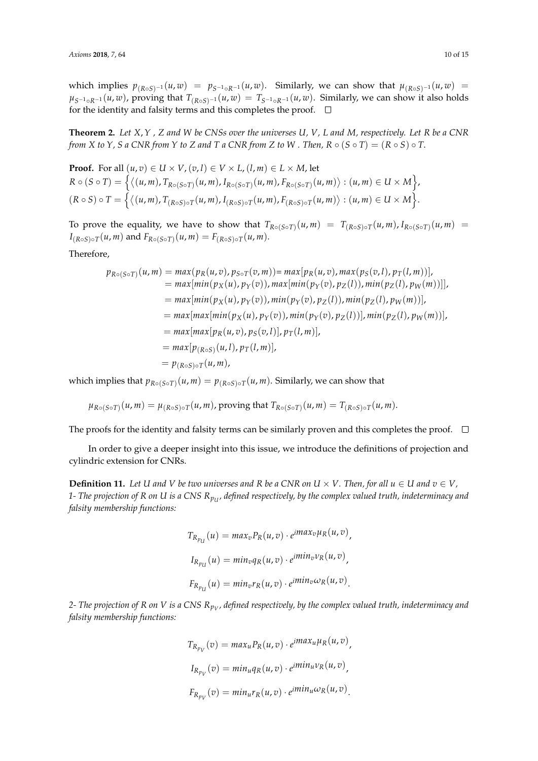which implies $p_{(R \circ S)^{-1}}(u,w) = p_{S^{-1} \circ R^{-1}}(u,w)$. Similarly, we can show that $\mu_{(R \circ S)^{-1}}(u,w) = \mu_{S^{-1} \circ R^{-1}}(u,w)$, proving that $T_{(R \circ S)^{-1}}(u,w) = T_{S^{-1} \circ R^{-1}}(u,w)$. Similarly, we can show it also holds for the identity and falsity terms and this completes the proof. □

**Theorem 2.** *Let $X, Y$, $Z$ and $W$ be CNSs over the universes $U$, $V$, $L$ and $M$, respectively. Let $R$ be a CNR from $X$ to $Y$, $S$ a CNR from $Y$ to $Z$ and $T$ a CNR from $Z$ to $W$. Then, $R \circ (S \circ T) = (R \circ S) \circ T$.*

**Proof.** For all $(u,v) \in U \times V$, $(v,l) \in V \times L$, $(l,m) \in L \times M$, let

$$R \circ (S \circ T) = \Big\{ \big\langle (u,m), T_{R \circ (S \circ T)}(u,m), I_{R \circ (S \circ T)}(u,m), F_{R \circ (S \circ T)}(u,m) \big\rangle : (u,m) \in U \times M \Big\},$$

$$(R \circ S) \circ T = \Big\{ \big\langle (u,m), T_{(R \circ S) \circ T}(u,m), I_{(R \circ S) \circ T}(u,m), F_{(R \circ S) \circ T}(u,m) \big\rangle : (u,m) \in U \times M \Big\}.$$

To prove the equality, we have to show that $T_{R \circ (S \circ T)}(u,m) = T_{(R \circ S) \circ T}(u,m)$, $I_{R \circ (S \circ T)}(u,m) = I_{(R \circ S) \circ T}(u,m)$ and $F_{R \circ (S \circ T)}(u,m) = F_{(R \circ S) \circ T}(u,m)$.

Therefore,

$$\begin{aligned}
p_{R \circ (S \circ T)}(u,m) &= max(p_R(u,v), p_{S \circ T}(v,m)) = max[p_R(u,v), max(p_S(v,l), p_T(l,m))], \\
&= max[min(p_X(u), p_Y(v)), max[min(p_Y(v), p_Z(l)), min(p_Z(l), p_W(m))]], \\
&= max[min(p_X(u), p_Y(v)), min(p_Y(v), p_Z(l)), min(p_Z(l), p_W(m))], \\
&= max[max[min(p_X(u), p_Y(v)), min(p_Y(v), p_Z(l))], min(p_Z(l), p_W(m))], \\
&= max[max[p_R(u,v), p_S(v,l)], p_T(l,m)], \\
&= max[p_{(R \circ S)}(u,l), p_T(l,m)], \\
&= p_{(R \circ S) \circ T}(u,m),
\end{aligned}$$

which implies that $p_{R \circ (S \circ T)}(u,m) = p_{(R \circ S) \circ T}(u,m)$. Similarly, we can show that

$$\mu_{R \circ (S \circ T)}(u,m) = \mu_{(R \circ S) \circ T}(u,m), \text{ proving that } T_{R \circ (S \circ T)}(u,m) = T_{(R \circ S) \circ T}(u,m).$$

The proofs for the identity and falsity terms can be similarly proven and this completes the proof. □

In order to give a deeper insight into this issue, we introduce the definitions of projection and cylindric extension for CNRs.

**Definition 11.** *Let $U$ and $V$ be two universes and $R$ be a CNR on $U \times V$. Then, for all $u \in U$ and $v \in V$,*
*1- The projection of $R$ on $U$ is a CNS $R_{p_U}$, defined respectively, by the complex valued truth, indeterminacy and falsity membership functions:*

$$T_{R_{p_U}}(u) = max_v P_R(u,v) \cdot e^{i max_v \mu_R(u,v)},$$

$$I_{R_{p_U}}(u) = min_v q_R(u,v) \cdot e^{i min_v \nu_R(u,v)},$$

$$F_{R_{p_U}}(u) = min_v r_R(u,v) \cdot e^{i min_v \omega_R(u,v)}.$$

*2- The projection of $R$ on $V$ is a CNS $R_{p_V}$, defined respectively, by the complex valued truth, indeterminacy and falsity membership functions:*

$$T_{R_{p_V}}(v) = max_u P_R(u,v) \cdot e^{i max_u \mu_R(u,v)},$$

$$I_{R_{p_V}}(v) = min_u q_R(u,v) \cdot e^{i min_u \nu_R(u,v)},$$

$$F_{R_{p_V}}(v) = min_u r_R(u,v) \cdot e^{i min_u \omega_R(u,v)}.$$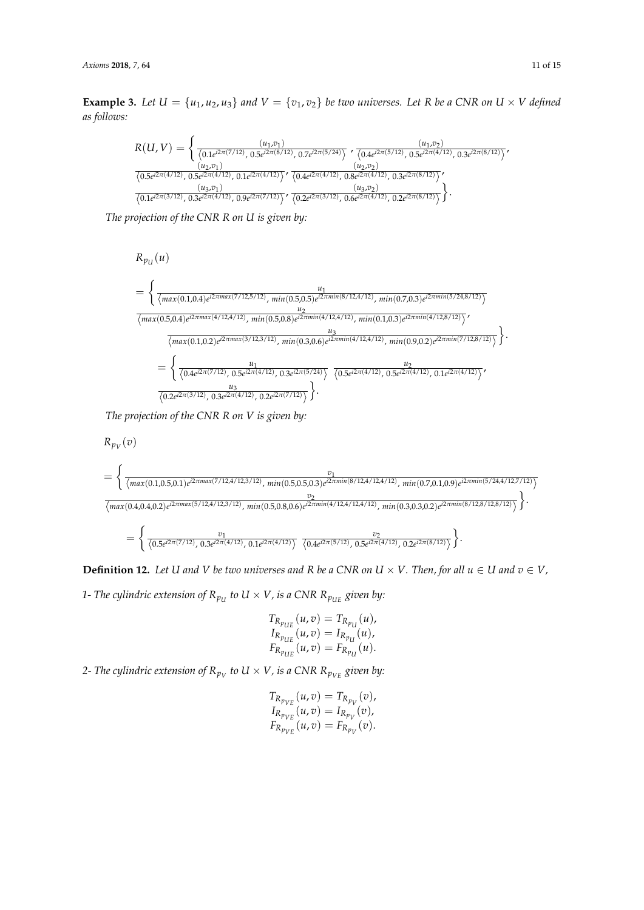**Example 3.** *Let $U = \{u_1, u_2, u_3\}$ and $V = \{v_1, v_2\}$ be two universes. Let $R$ be a CNR on $U \times V$ defined as follows:*

$$R(U,V) = \left\{ \frac{(u_1,v_1)}{\langle 0.1e^{i2\pi(7/12)}, 0.5e^{i2\pi(8/12)}, 0.7e^{i2\pi(5/24)} \rangle}, \frac{(u_1,v_2)}{\langle 0.4e^{i2\pi(5/12)}, 0.5e^{i2\pi(4/12)}, 0.3e^{i2\pi(8/12)} \rangle}, \frac{(u_2,v_1)}{\langle 0.5e^{i2\pi(4/12)}, 0.5e^{i2\pi(4/12)}, 0.1e^{i2\pi(4/12)} \rangle}, \frac{(u_2,v_2)}{\langle 0.4e^{i2\pi(4/12)}, 0.8e^{i2\pi(4/12)}, 0.3e^{i2\pi(8/12)} \rangle}, \frac{(u_3,v_1)}{\langle 0.1e^{i2\pi(3/12)}, 0.3e^{i2\pi(4/12)}, 0.9e^{i2\pi(7/12)} \rangle}, \frac{(u_3,v_2)}{\langle 0.2e^{i2\pi(3/12)}, 0.6e^{i2\pi(4/12)}, 0.2e^{i2\pi(8/12)} \rangle} \right\}.$$

*The projection of the CNR $R$ on $U$ is given by:*

$$\begin{aligned}
&R_{p_U}(u) \\
&= \left\{ \frac{u_1}{\langle max(0.1,0.4)e^{i2\pi max(7/12,5/12)}, min(0.5,0.5)e^{i2\pi min(8/12,4/12)}, min(0.7,0.3)e^{i2\pi min(5/24,8/12)} \rangle}, \frac{u_2}{\langle max(0.5,0.4)e^{i2\pi max(4/12,4/12)}, min(0.5,0.8)e^{i2\pi min(4/12,4/12)}, min(0.1,0.3)e^{i2\pi min(4/12,8/12)} \rangle}, \frac{u_3}{\langle max(0.1,0.2)e^{i2\pi max(3/12,3/12)}, min(0.3,0.6)e^{i2\pi min(4/12,4/12)}, min(0.9,0.2)e^{i2\pi min(7/12,8/12)} \rangle} \right\}. \\
&= \left\{ \frac{u_1}{\langle 0.4e^{i2\pi(7/12)}, 0.5e^{i2\pi(4/12)}, 0.3e^{i2\pi(5/24)} \rangle} \frac{u_2}{\langle 0.5e^{i2\pi(4/12)}, 0.5e^{i2\pi(4/12)}, 0.1e^{i2\pi(4/12)} \rangle}, \frac{u_3}{\langle 0.2e^{i2\pi(3/12)}, 0.3e^{i2\pi(4/12)}, 0.2e^{i2\pi(7/12)} \rangle} \right\}.
\end{aligned}$$

*The projection of the CNR $R$ on $V$ is given by:*

$$\begin{aligned}
&R_{p_V}(v) \\
&= \left\{ \frac{v_1}{\langle max(0.1,0.5,0.1)e^{i2\pi max(7/12,4/12,3/12)}, min(0.5,0.5,0.3)e^{i2\pi min(8/12,4/12,4/12)}, min(0.7,0.1,0.9)e^{i2\pi min(5/24,4/12,7/12)} \rangle} \frac{v_2}{\langle max(0.4,0.4,0.2)e^{i2\pi max(5/12,4/12,3/12)}, min(0.5,0.8,0.6)e^{i2\pi min(4/12,4/12,4/12)}, min(0.3,0.3,0.2)e^{i2\pi min(8/12,8/12,8/12)} \rangle} \right\}. \\
&= \left\{ \frac{v_1}{\langle 0.5e^{i2\pi(7/12)}, 0.3e^{i2\pi(4/12)}, 0.1e^{i2\pi(4/12)} \rangle} \frac{v_2}{\langle 0.4e^{i2\pi(5/12)}, 0.5e^{i2\pi(4/12)}, 0.2e^{i2\pi(8/12)} \rangle} \right\}.
\end{aligned}$$

**Definition 12.** *Let $U$ and $V$ be two universes and $R$ be a CNR on $U \times V$. Then, for all $u \in U$ and $v \in V$,*

*1- The cylindric extension of $R_{p_U}$ to $U \times V$, is a CNR $R_{p_{UE}}$ given by:*

$$\begin{aligned}
T_{R_{p_{UE}}}(u,v) &= T_{R_{p_U}}(u), \\
I_{R_{p_{UE}}}(u,v) &= I_{R_{p_U}}(u), \\
F_{R_{p_{UE}}}(u,v) &= F_{R_{p_U}}(u).
\end{aligned}$$

*2- The cylindric extension of $R_{p_V}$ to $U \times V$, is a CNR $R_{p_{VE}}$ given by:*

$$\begin{aligned}
T_{R_{p_{VE}}}(u,v) &= T_{R_{p_V}}(v), \\
I_{R_{p_{VE}}}(u,v) &= I_{R_{p_V}}(v), \\
F_{R_{p_{VE}}}(u,v) &= F_{R_{p_V}}(v).
\end{aligned}$$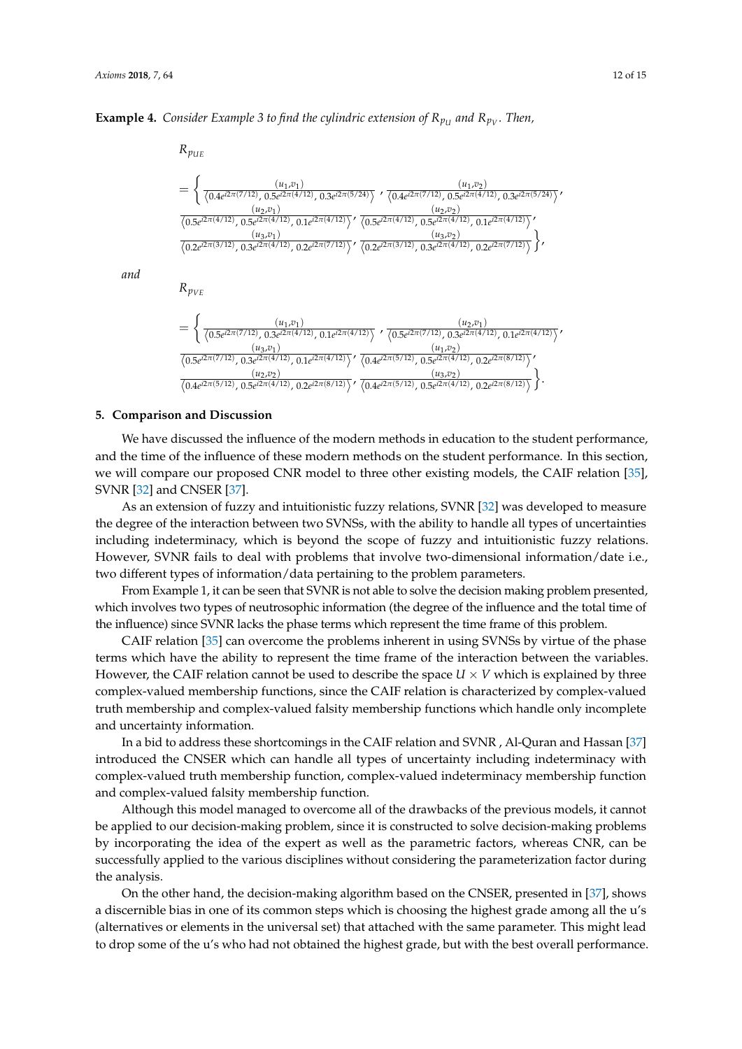**Example 4.** *Consider Example 3 to find the cylindric extension of $R_{p_U}$ and $R_{p_V}$. Then,*

$$R_{p_{UE}}$$

$$= \left\{ \frac{(u_1,v_1)}{\langle 0.4e^{i2\pi(7/12)}, 0.5e^{i2\pi(4/12)}, 0.3e^{i2\pi(5/24)} \rangle}, \frac{(u_1,v_2)}{\langle 0.4e^{i2\pi(7/12)}, 0.5e^{i2\pi(4/12)}, 0.3e^{i2\pi(5/24)} \rangle}, \right.$$
$$\frac{(u_2,v_1)}{\langle 0.5e^{i2\pi(4/12)}, 0.5e^{i2\pi(4/12)}, 0.1e^{i2\pi(4/12)} \rangle}, \frac{(u_2,v_2)}{\langle 0.5e^{i2\pi(4/12)}, 0.5e^{i2\pi(4/12)}, 0.1e^{i2\pi(4/12)} \rangle},$$
$$\left. \frac{(u_3,v_1)}{\langle 0.2e^{i2\pi(3/12)}, 0.3e^{i2\pi(4/12)}, 0.2e^{i2\pi(7/12)} \rangle}, \frac{(u_3,v_2)}{\langle 0.2e^{i2\pi(3/12)}, 0.3e^{i2\pi(4/12)}, 0.2e^{i2\pi(7/12)} \rangle} \right\},$$

*and*

$$R_{p_{VE}}$$

$$= \left\{ \frac{(u_1,v_1)}{\langle 0.5e^{i2\pi(7/12)}, 0.3e^{i2\pi(4/12)}, 0.1e^{i2\pi(4/12)} \rangle}, \frac{(u_2,v_1)}{\langle 0.5e^{i2\pi(7/12)}, 0.3e^{i2\pi(4/12)}, 0.1e^{i2\pi(4/12)} \rangle}, \right.$$
$$\frac{(u_3,v_1)}{\langle 0.5e^{i2\pi(7/12)}, 0.3e^{i2\pi(4/12)}, 0.1e^{i2\pi(4/12)} \rangle}, \frac{(u_1,v_2)}{\langle 0.4e^{i2\pi(5/12)}, 0.5e^{i2\pi(4/12)}, 0.2e^{i2\pi(8/12)} \rangle},$$
$$\left. \frac{(u_2,v_2)}{\langle 0.4e^{i2\pi(5/12)}, 0.5e^{i2\pi(4/12)}, 0.2e^{i2\pi(8/12)} \rangle}, \frac{(u_3,v_2)}{\langle 0.4e^{i2\pi(5/12)}, 0.5e^{i2\pi(4/12)}, 0.2e^{i2\pi(8/12)} \rangle} \right\}.$$

## 5. Comparison and Discussion

We have discussed the influence of the modern methods in education to the student performance, and the time of the influence of these modern methods on the student performance. In this section, we will compare our proposed CNR model to three other existing models, the CAIF relation [35], SVNR [32] and CNSER [37].

As an extension of fuzzy and intuitionistic fuzzy relations, SVNR [32] was developed to measure the degree of the interaction between two SVNSs, with the ability to handle all types of uncertainties including indeterminacy, which is beyond the scope of fuzzy and intuitionistic fuzzy relations. However, SVNR fails to deal with problems that involve two-dimensional information/date i.e., two different types of information/data pertaining to the problem parameters.

From Example 1, it can be seen that SVNR is not able to solve the decision making problem presented, which involves two types of neutrosophic information (the degree of the influence and the total time of the influence) since SVNR lacks the phase terms which represent the time frame of this problem.

CAIF relation [35] can overcome the problems inherent in using SVNSs by virtue of the phase terms which have the ability to represent the time frame of the interaction between the variables. However, the CAIF relation cannot be used to describe the space $U \times V$ which is explained by three complex-valued membership functions, since the CAIF relation is characterized by complex-valued truth membership and complex-valued falsity membership functions which handle only incomplete and uncertainty information.

In a bid to address these shortcomings in the CAIF relation and SVNR , Al-Quran and Hassan [37] introduced the CNSER which can handle all types of uncertainty including indeterminacy with complex-valued truth membership function, complex-valued indeterminacy membership function and complex-valued falsity membership function.

Although this model managed to overcome all of the drawbacks of the previous models, it cannot be applied to our decision-making problem, since it is constructed to solve decision-making problems by incorporating the idea of the expert as well as the parametric factors, whereas CNR, can be successfully applied to the various disciplines without considering the parameterization factor during the analysis.

On the other hand, the decision-making algorithm based on the CNSER, presented in [37], shows a discernible bias in one of its common steps which is choosing the highest grade among all the u's (alternatives or elements in the universal set) that attached with the same parameter. This might lead to drop some of the u's who had not obtained the highest grade, but with the best overall performance.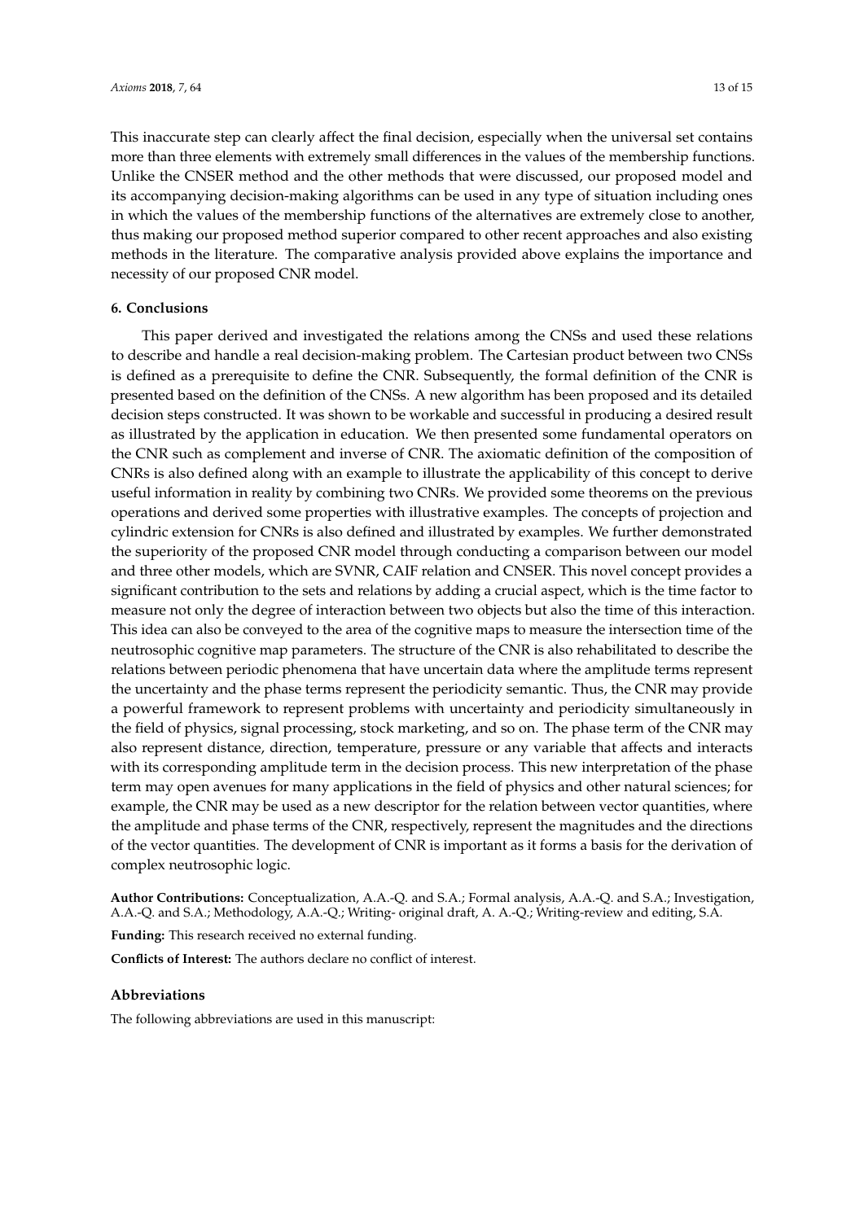This inaccurate step can clearly affect the final decision, especially when the universal set contains more than three elements with extremely small differences in the values of the membership functions. Unlike the CNSER method and the other methods that were discussed, our proposed model and its accompanying decision-making algorithms can be used in any type of situation including ones in which the values of the membership functions of the alternatives are extremely close to another, thus making our proposed method superior compared to other recent approaches and also existing methods in the literature. The comparative analysis provided above explains the importance and necessity of our proposed CNR model.

## 6. Conclusions

This paper derived and investigated the relations among the CNSs and used these relations to describe and handle a real decision-making problem. The Cartesian product between two CNSs is defined as a prerequisite to define the CNR. Subsequently, the formal definition of the CNR is presented based on the definition of the CNSs. A new algorithm has been proposed and its detailed decision steps constructed. It was shown to be workable and successful in producing a desired result as illustrated by the application in education. We then presented some fundamental operators on the CNR such as complement and inverse of CNR. The axiomatic definition of the composition of CNRs is also defined along with an example to illustrate the applicability of this concept to derive useful information in reality by combining two CNRs. We provided some theorems on the previous operations and derived some properties with illustrative examples. The concepts of projection and cylindric extension for CNRs is also defined and illustrated by examples. We further demonstrated the superiority of the proposed CNR model through conducting a comparison between our model and three other models, which are SVNR, CAIF relation and CNSER. This novel concept provides a significant contribution to the sets and relations by adding a crucial aspect, which is the time factor to measure not only the degree of interaction between two objects but also the time of this interaction. This idea can also be conveyed to the area of the cognitive maps to measure the intersection time of the neutrosophic cognitive map parameters. The structure of the CNR is also rehabilitated to describe the relations between periodic phenomena that have uncertain data where the amplitude terms represent the uncertainty and the phase terms represent the periodicity semantic. Thus, the CNR may provide a powerful framework to represent problems with uncertainty and periodicity simultaneously in the field of physics, signal processing, stock marketing, and so on. The phase term of the CNR may also represent distance, direction, temperature, pressure or any variable that affects and interacts with its corresponding amplitude term in the decision process. This new interpretation of the phase term may open avenues for many applications in the field of physics and other natural sciences; for example, the CNR may be used as a new descriptor for the relation between vector quantities, where the amplitude and phase terms of the CNR, respectively, represent the magnitudes and the directions of the vector quantities. The development of CNR is important as it forms a basis for the derivation of complex neutrosophic logic.

**Author Contributions:** Conceptualization, A.A.-Q. and S.A.; Formal analysis, A.A.-Q. and S.A.; Investigation, A.A.-Q. and S.A.; Methodology, A.A.-Q.; Writing- original draft, A. A.-Q.; Writing-review and editing, S.A.

**Funding:** This research received no external funding.

**Conflicts of Interest:** The authors declare no conflict of interest.

## Abbreviations

The following abbreviations are used in this manuscript: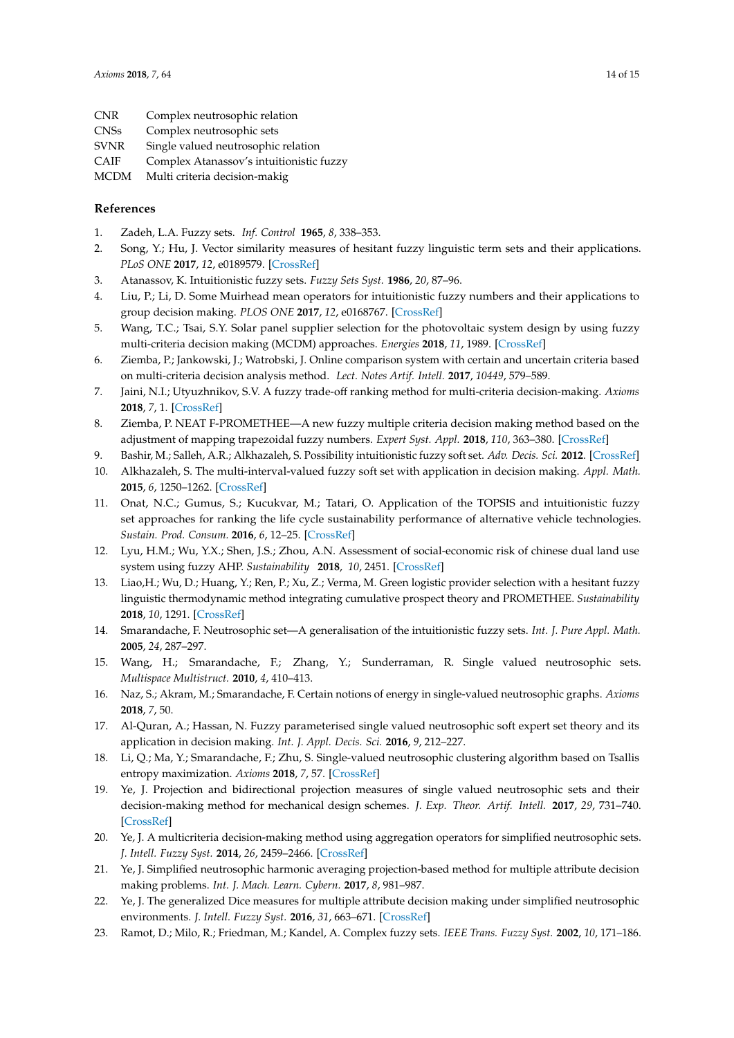| | |
|---|---|
| CNR | Complex neutrosophic relation |
| CNSs | Complex neutrosophic sets |
| SVNR | Single valued neutrosophic relation |
| CAIF | Complex Atanassov's intuitionistic fuzzy |
| MCDM | Multi criteria decision-makig |

## References

1. Zadeh, L.A. Fuzzy sets. *Inf. Control* **1965**, *8*, 338–353.
2. Song, Y.; Hu, J. Vector similarity measures of hesitant fuzzy linguistic term sets and their applications. *PLoS ONE* **2017**, *12*, e0189579. [CrossRef]
3. Atanassov, K. Intuitionistic fuzzy sets. *Fuzzy Sets Syst.* **1986**, *20*, 87–96.
4. Liu, P.; Li, D. Some Muirhead mean operators for intuitionistic fuzzy numbers and their applications to group decision making. *PLOS ONE* **2017**, *12*, e0168767. [CrossRef]
5. Wang, T.C.; Tsai, S.Y. Solar panel supplier selection for the photovoltaic system design by using fuzzy multi-criteria decision making (MCDM) approaches. *Energies* **2018**, *11*, 1989. [CrossRef]
6. Ziemba, P.; Jankowski, J.; Watrobski, J. Online comparison system with certain and uncertain criteria based on multi-criteria decision analysis method. *Lect. Notes Artif. Intell.* **2017**, *10449*, 579–589.
7. Jaini, N.I.; Utyuzhnikov, S.V. A fuzzy trade-off ranking method for multi-criteria decision-making. *Axioms* **2018**, *7*, 1. [CrossRef]
8. Ziemba, P. NEAT F-PROMETHEE—A new fuzzy multiple criteria decision making method based on the adjustment of mapping trapezoidal fuzzy numbers. *Expert Syst. Appl.* **2018**, *110*, 363–380. [CrossRef]
9. Bashir, M.; Salleh, A.R.; Alkhazaleh, S. Possibility intuitionistic fuzzy soft set. *Adv. Decis. Sci.* **2012**. [CrossRef]
10. Alkhazaleh, S. The multi-interval-valued fuzzy soft set with application in decision making. *Appl. Math.* **2015**, *6*, 1250–1262. [CrossRef]
11. Onat, N.C.; Gumus, S.; Kucukvar, M.; Tatari, O. Application of the TOPSIS and intuitionistic fuzzy set approaches for ranking the life cycle sustainability performance of alternative vehicle technologies. *Sustain. Prod. Consum.* **2016**, *6*, 12–25. [CrossRef]
12. Lyu, H.M.; Wu, Y.X.; Shen, J.S.; Zhou, A.N. Assessment of social-economic risk of chinese dual land use system using fuzzy AHP. *Sustainability* **2018**, *10*, 2451. [CrossRef]
13. Liao,H.; Wu, D.; Huang, Y.; Ren, P.; Xu, Z.; Verma, M. Green logistic provider selection with a hesitant fuzzy linguistic thermodynamic method integrating cumulative prospect theory and PROMETHEE. *Sustainability* **2018**, *10*, 1291. [CrossRef]
14. Smarandache, F. Neutrosophic set—A generalisation of the intuitionistic fuzzy sets. *Int. J. Pure Appl. Math.* **2005**, *24*, 287–297.
15. Wang, H.; Smarandache, F.; Zhang, Y.; Sunderraman, R. Single valued neutrosophic sets. *Multispace Multistruct.* **2010**, *4*, 410–413.
16. Naz, S.; Akram, M.; Smarandache, F. Certain notions of energy in single-valued neutrosophic graphs. *Axioms* **2018**, *7*, 50.
17. Al-Quran, A.; Hassan, N. Fuzzy parameterised single valued neutrosophic soft expert set theory and its application in decision making. *Int. J. Appl. Decis. Sci.* **2016**, *9*, 212–227.
18. Li, Q.; Ma, Y.; Smarandache, F.; Zhu, S. Single-valued neutrosophic clustering algorithm based on Tsallis entropy maximization. *Axioms* **2018**, *7*, 57. [CrossRef]
19. Ye, J. Projection and bidirectional projection measures of single valued neutrosophic sets and their decision-making method for mechanical design schemes. *J. Exp. Theor. Artif. Intell.* **2017**, *29*, 731–740. [CrossRef]
20. Ye, J. A multicriteria decision-making method using aggregation operators for simplified neutrosophic sets. *J. Intell. Fuzzy Syst.* **2014**, *26*, 2459–2466. [CrossRef]
21. Ye, J. Simplified neutrosophic harmonic averaging projection-based method for multiple attribute decision making problems. *Int. J. Mach. Learn. Cybern.* **2017**, *8*, 981–987.
22. Ye, J. The generalized Dice measures for multiple attribute decision making under simplified neutrosophic environments. *J. Intell. Fuzzy Syst.* **2016**, *31*, 663–671. [CrossRef]
23. Ramot, D.; Milo, R.; Friedman, M.; Kandel, A. Complex fuzzy sets. *IEEE Trans. Fuzzy Syst.* **2002**, *10*, 171–186.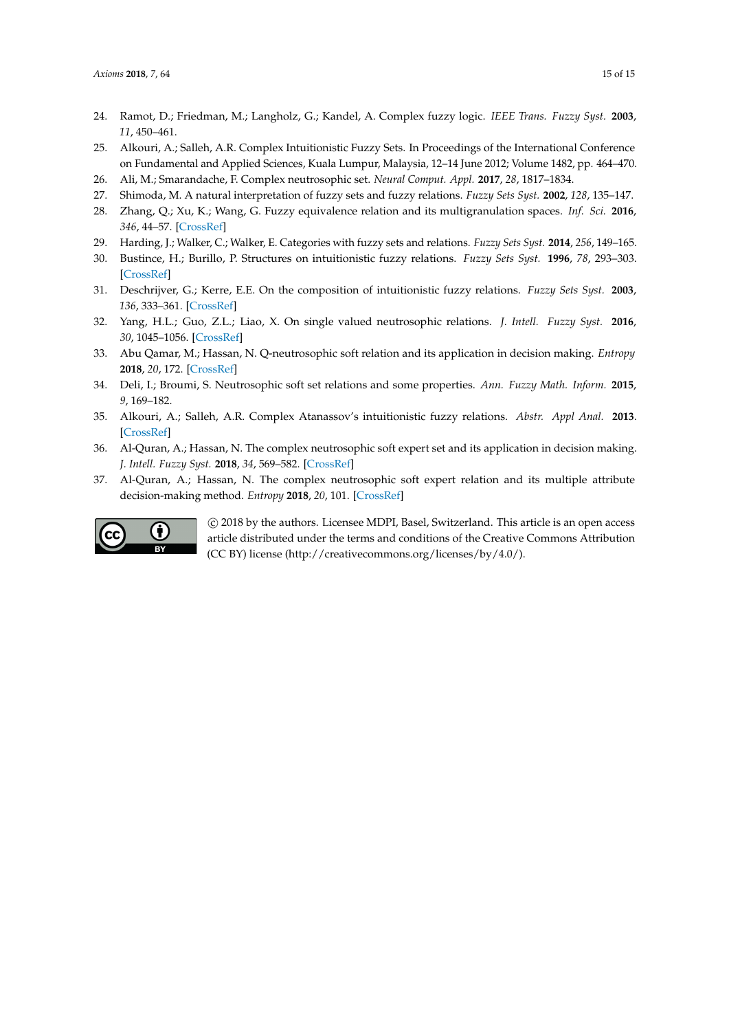24. Ramot, D.; Friedman, M.; Langholz, G.; Kandel, A. Complex fuzzy logic. *IEEE Trans. Fuzzy Syst.* **2003**, *11*, 450–461.
25. Alkouri, A.; Salleh, A.R. Complex Intuitionistic Fuzzy Sets. In Proceedings of the International Conference on Fundamental and Applied Sciences, Kuala Lumpur, Malaysia, 12–14 June 2012; Volume 1482, pp. 464–470.
26. Ali, M.; Smarandache, F. Complex neutrosophic set. *Neural Comput. Appl.* **2017**, *28*, 1817–1834.
27. Shimoda, M. A natural interpretation of fuzzy sets and fuzzy relations. *Fuzzy Sets Syst.* **2002**, *128*, 135–147.
28. Zhang, Q.; Xu, K.; Wang, G. Fuzzy equivalence relation and its multigranulation spaces. *Inf. Sci.* **2016**, *346*, 44–57. [CrossRef]
29. Harding, J.; Walker, C.; Walker, E. Categories with fuzzy sets and relations. *Fuzzy Sets Syst.* **2014**, *256*, 149–165.
30. Bustince, H.; Burillo, P. Structures on intuitionistic fuzzy relations. *Fuzzy Sets Syst.* **1996**, *78*, 293–303. [CrossRef]
31. Deschrijver, G.; Kerre, E.E. On the composition of intuitionistic fuzzy relations. *Fuzzy Sets Syst.* **2003**, *136*, 333–361. [CrossRef]
32. Yang, H.L.; Guo, Z.L.; Liao, X. On single valued neutrosophic relations. *J. Intell. Fuzzy Syst.* **2016**, *30*, 1045–1056. [CrossRef]
33. Abu Qamar, M.; Hassan, N. Q-neutrosophic soft relation and its application in decision making. *Entropy* **2018**, *20*, 172. [CrossRef]
34. Deli, I.; Broumi, S. Neutrosophic soft set relations and some properties. *Ann. Fuzzy Math. Inform.* **2015**, *9*, 169–182.
35. Alkouri, A.; Salleh, A.R. Complex Atanassov's intuitionistic fuzzy relations. *Abstr. Appl Anal.* **2013**. [CrossRef]
36. Al-Quran, A.; Hassan, N. The complex neutrosophic soft expert set and its application in decision making. *J. Intell. Fuzzy Syst.* **2018**, *34*, 569–582. [CrossRef]
37. Al-Quran, A.; Hassan, N. The complex neutrosophic soft expert relation and its multiple attribute decision-making method. *Entropy* **2018**, *20*, 101. [CrossRef]

© 2018 by the authors. Licensee MDPI, Basel, Switzerland. This article is an open access article distributed under the terms and conditions of the Creative Commons Attribution (CC BY) license (http://creativecommons.org/licenses/by/4.0/).